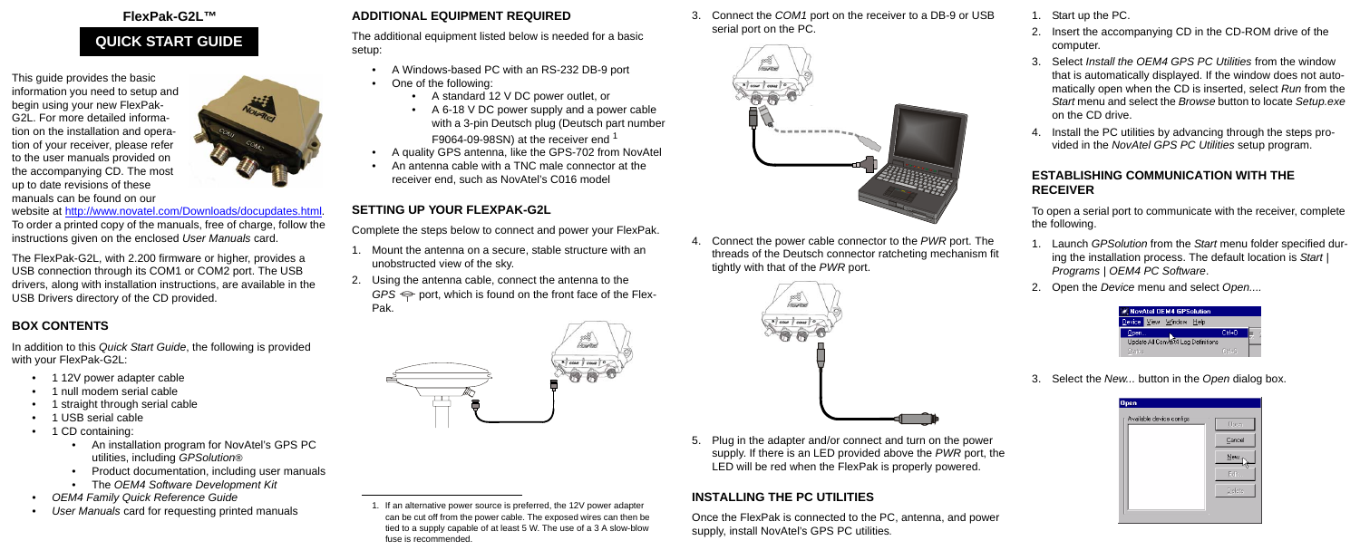# FlexPak-G2L™

## QUICK START GUIDE

This guide provides the basic information you need to setup and begin using your new FlexPak-G2L. For more detailed information on the installation and operation of your receiver, please refer to the user manuals provided on the accompanying CD. The most up to date revisions of these manuals can be found on our website at http://www.novatel.com/Downloads/docupdates.html. To order a printed copy of the manuals, free of charge, follow the instructions given on the enclosed *User Manuals* card.

The FlexPak-G2L, with 2.200 firmware or higher, provides a USB connection through its COM1 or COM2 port. The USB drivers, along with installation instructions, are available in the USB Drivers directory of the CD provided.

## BOX CONTENTS

In addition to this *Quick Start Guide*, the following is provided with your FlexPak-G2L:

- 1 12V power adapter cable
- 1 null modem serial cable
- 1 straight through serial cable
- 1 USB serial cable
- 1 CD containing:
  - An installation program for NovAtel's GPS PC utilities, including *GPSolution®*
  - Product documentation, including user manuals
  - The *OEM4 Software Development Kit*
- *OEM4 Family Quick Reference Guide*
- *User Manuals* card for requesting printed manuals

## ADDITIONAL EQUIPMENT REQUIRED

The additional equipment listed below is needed for a basic setup:

- A Windows-based PC with an RS-232 DB-9 port
- One of the following:
  - A standard 12 V DC power outlet, or
  - A 6-18 V DC power supply and a power cable with a 3-pin Deutsch plug (Deutsch part number F9064-09-98SN) at the receiver end [1]
- A quality GPS antenna, like the GPS-702 from NovAtel
- An antenna cable with a TNC male connector at the receiver end, such as NovAtel's C016 model

## SETTING UP YOUR FLEXPAK-G2L

Complete the steps below to connect and power your FlexPak.

1. Mount the antenna on a secure, stable structure with an unobstructed view of the sky.
2. Using the antenna cable, connect the antenna to the *GPS* port, which is found on the front face of the FlexPak.
3. Connect the *COM1* port on the receiver to a DB-9 or USB serial port on the PC.
4. Connect the power cable connector to the *PWR* port. The threads of the Deutsch connector ratcheting mechanism fit tightly with that of the *PWR* port.
5. Plug in the adapter and/or connect and turn on the power supply. If there is an LED provided above the *PWR* port, the LED will be red when the FlexPak is properly powered.

1. If an alternative power source is preferred, the 12V power adapter can be cut off from the power cable. The exposed wires can then be tied to a supply capable of at least 5 W. The use of a 3 A slow-blow fuse is recommended.

## INSTALLING THE PC UTILITIES

Once the FlexPak is connected to the PC, antenna, and power supply, install NovAtel's GPS PC utilities.

1. Start up the PC.
2. Insert the accompanying CD in the CD-ROM drive of the computer.
3. Select *Install the OEM4 GPS PC Utilities* from the window that is automatically displayed. If the window does not automatically open when the CD is inserted, select *Run* from the *Start* menu and select the *Browse* button to locate *Setup.exe* on the CD drive.
4. Install the PC utilities by advancing through the steps provided in the *NovAtel GPS PC Utilities* setup program.

## ESTABLISHING COMMUNICATION WITH THE RECEIVER

To open a serial port to communicate with the receiver, complete the following.

1. Launch *GPSolution* from the *Start* menu folder specified during the installation process. The default location is *Start | Programs | OEM4 PC Software*.
2. Open the *Device* menu and select *Open...*.
3. Select the *New...* button in the *Open* dialog box.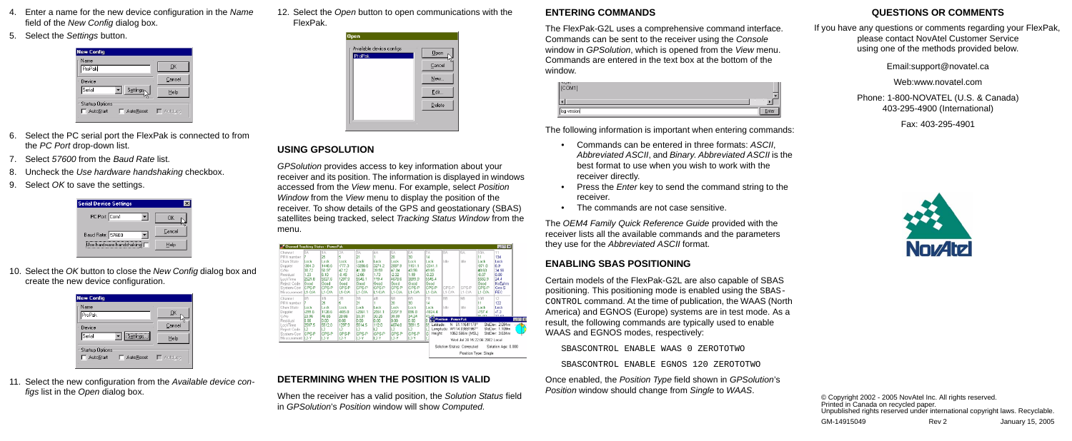4. Enter a name for the new device configuration in the *Name* field of the *New Config* dialog box.
5. Select the *Settings* button.

6. Select the PC serial port the FlexPak is connected to from the *PC Port* drop-down list.
7. Select *57600* from the *Baud Rate* list.
8. Uncheck the *Use hardware handshaking* checkbox.
9. Select *OK* to save the settings.

10. Select the *OK* button to close the *New Config* dialog box and create the new device configuration.

11. Select the new configuration from the *Available device configs* list in the *Open* dialog box.

12. Select the *Open* button to open communications with the FlexPak.

## USING GPSOLUTION

*GPSolution* provides access to key information about your receiver and its position. The information is displayed in windows accessed from the *View* menu. For example, select *Position Window* from the *View* menu to display the position of the receiver. To show details of the GPS and geostationary (SBAS) satellites being tracked, select *Tracking Status Window* from the menu.

## DETERMINING WHEN THE POSITION IS VALID

When the receiver has a valid position, the *Solution Status* field in *GPSolution*'s *Position* window will show *Computed.*

## ENTERING COMMANDS

The FlexPak-G2L uses a comprehensive command interface. Commands can be sent to the receiver using the *Console* window in *GPSolution*, which is opened from the *View* menu. Commands are entered in the text box at the bottom of the window.

The following information is important when entering commands:

- Commands can be entered in three formats: *ASCII*, *Abbreviated ASCII*, and *Binary. Abbreviated ASCII* is the best format to use when you wish to work with the receiver directly.
- Press the *Enter* key to send the command string to the receiver.
- The commands are not case sensitive.

The *OEM4 Family Quick Reference Guide* provided with the receiver lists all the available commands and the parameters they use for the *Abbreviated ASCII* format.

## ENABLING SBAS POSITIONING

Certain models of the FlexPak-G2L are also capable of SBAS positioning. This positioning mode is enabled using the SBASCONTROL command. At the time of publication, the WAAS (North America) and EGNOS (Europe) systems are in test mode. As a result, the following commands are typically used to enable WAAS and EGNOS modes, respectively:

```
SBASCONTROL ENABLE WAAS 0 ZEROTOTWO
SBASCONTROL ENABLE EGNOS 120 ZEROTOTWO
```

Once enabled, the *Position Type* field shown in *GPSolution*'s *Position* window should change from *Single* to *WAAS*.

## QUESTIONS OR COMMENTS

If you have any questions or comments regarding your FlexPak, please contact NovAtel Customer Service using one of the methods provided below.

Email:support@novatel.ca

Web:www.novatel.com

Phone: 1-800-NOVATEL (U.S. & Canada)
403-295-4900 (International)

Fax: 403-295-4901

© Copyright 2002 - 2005 NovAtel Inc. All rights reserved.
Printed in Canada on recycled paper.
Unpublished rights reserved under international copyright laws. Recyclable.

GM-14915049 Rev 2 January 15, 2005